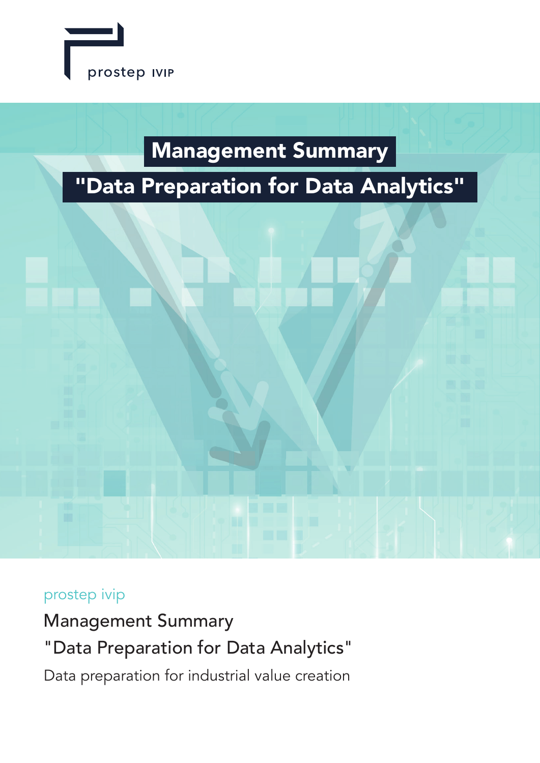prostep ivip

# Management Summary

# "Data Preparation for Data Analytics"

prostep ivip

Management Summary

"Data Preparation for Data Analytics"

Data preparation for industrial value creation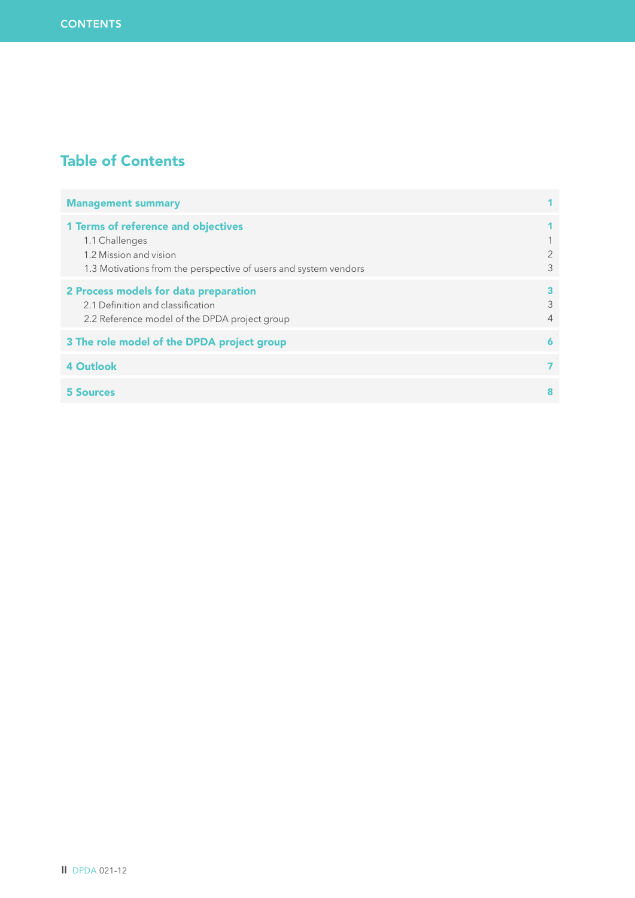# Table of Contents

| | |
|---|---|
| **Management summary** | **1** |
| **1 Terms of reference and objectives** | **1** |
| 1.1 Challenges | 1 |
| 1.2 Mission and vision | 2 |
| 1.3 Motivations from the perspective of users and system vendors | 3 |
| **2 Process models for data preparation** | **3** |
| 2.1 Definition and classification | 3 |
| 2.2 Reference model of the DPDA project group | 4 |
| **3 The role model of the DPDA project group** | **6** |
| **4 Outlook** | **7** |
| **5 Sources** | **8** |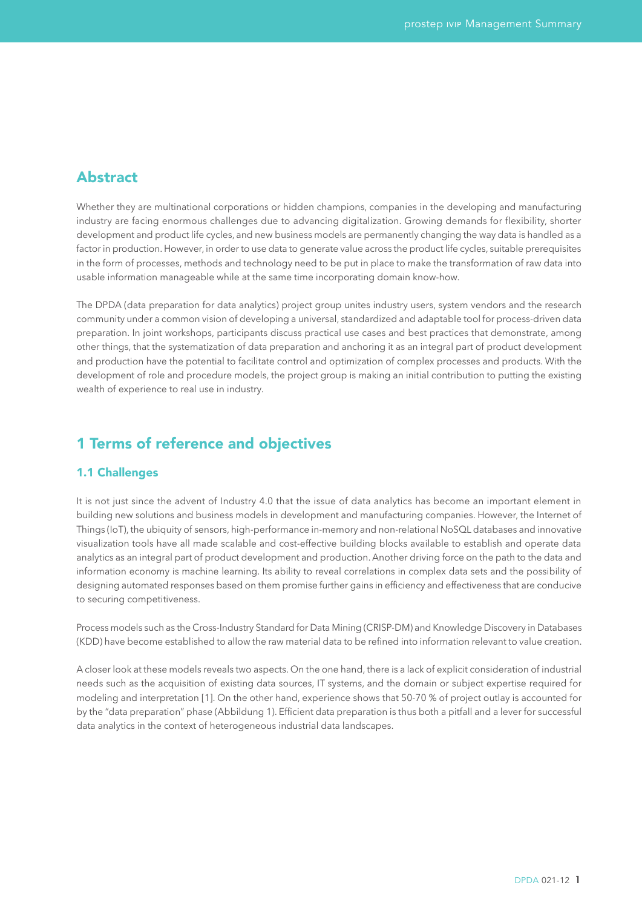## Abstract

Whether they are multinational corporations or hidden champions, companies in the developing and manufacturing industry are facing enormous challenges due to advancing digitalization. Growing demands for flexibility, shorter development and product life cycles, and new business models are permanently changing the way data is handled as a factor in production. However, in order to use data to generate value across the product life cycles, suitable prerequisites in the form of processes, methods and technology need to be put in place to make the transformation of raw data into usable information manageable while at the same time incorporating domain know-how.

The DPDA (data preparation for data analytics) project group unites industry users, system vendors and the research community under a common vision of developing a universal, standardized and adaptable tool for process-driven data preparation. In joint workshops, participants discuss practical use cases and best practices that demonstrate, among other things, that the systematization of data preparation and anchoring it as an integral part of product development and production have the potential to facilitate control and optimization of complex processes and products. With the development of role and procedure models, the project group is making an initial contribution to putting the existing wealth of experience to real use in industry.

## 1 Terms of reference and objectives

### 1.1 Challenges

It is not just since the advent of Industry 4.0 that the issue of data analytics has become an important element in building new solutions and business models in development and manufacturing companies. However, the Internet of Things (IoT), the ubiquity of sensors, high-performance in-memory and non-relational NoSQL databases and innovative visualization tools have all made scalable and cost-effective building blocks available to establish and operate data analytics as an integral part of product development and production. Another driving force on the path to the data and information economy is machine learning. Its ability to reveal correlations in complex data sets and the possibility of designing automated responses based on them promise further gains in efficiency and effectiveness that are conducive to securing competitiveness.

Process models such as the Cross-Industry Standard for Data Mining (CRISP-DM) and Knowledge Discovery in Databases (KDD) have become established to allow the raw material data to be refined into information relevant to value creation.

A closer look at these models reveals two aspects. On the one hand, there is a lack of explicit consideration of industrial needs such as the acquisition of existing data sources, IT systems, and the domain or subject expertise required for modeling and interpretation [1]. On the other hand, experience shows that 50-70 % of project outlay is accounted for by the "data preparation" phase (Abbildung 1). Efficient data preparation is thus both a pitfall and a lever for successful data analytics in the context of heterogeneous industrial data landscapes.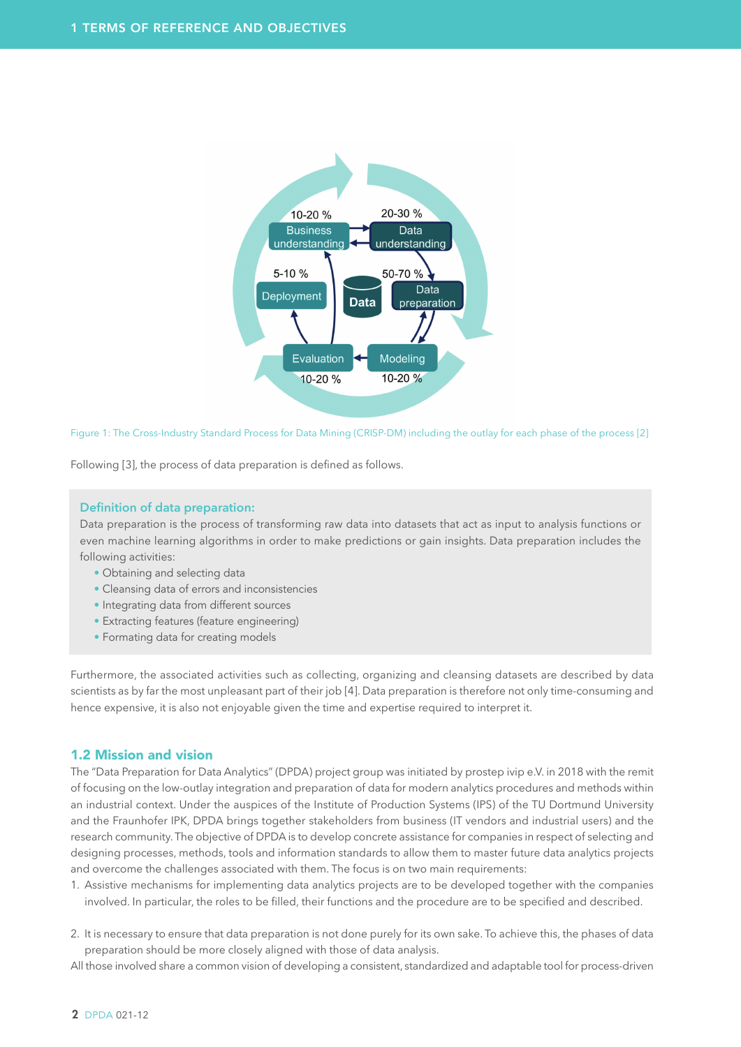Figure 1: The Cross-Industry Standard Process for Data Mining (CRISP-DM) including the outlay for each phase of the process [2]

Following [3], the process of data preparation is defined as follows.

> **Definition of data preparation:**
> Data preparation is the process of transforming raw data into datasets that act as input to analysis functions or even machine learning algorithms in order to make predictions or gain insights. Data preparation includes the following activities:
> - Obtaining and selecting data
> - Cleansing data of errors and inconsistencies
> - Integrating data from different sources
> - Extracting features (feature engineering)
> - Formating data for creating models

Furthermore, the associated activities such as collecting, organizing and cleansing datasets are described by data scientists as by far the most unpleasant part of their job [4]. Data preparation is therefore not only time-consuming and hence expensive, it is also not enjoyable given the time and expertise required to interpret it.

## 1.2 Mission and vision

The "Data Preparation for Data Analytics" (DPDA) project group was initiated by prostep ivip e.V. in 2018 with the remit of focusing on the low-outlay integration and preparation of data for modern analytics procedures and methods within an industrial context. Under the auspices of the Institute of Production Systems (IPS) of the TU Dortmund University and the Fraunhofer IPK, DPDA brings together stakeholders from business (IT vendors and industrial users) and the research community. The objective of DPDA is to develop concrete assistance for companies in respect of selecting and designing processes, methods, tools and information standards to allow them to master future data analytics projects and overcome the challenges associated with them. The focus is on two main requirements:

1. Assistive mechanisms for implementing data analytics projects are to be developed together with the companies involved. In particular, the roles to be filled, their functions and the procedure are to be specified and described.

2. It is necessary to ensure that data preparation is not done purely for its own sake. To achieve this, the phases of data preparation should be more closely aligned with those of data analysis.

All those involved share a common vision of developing a consistent, standardized and adaptable tool for process-driven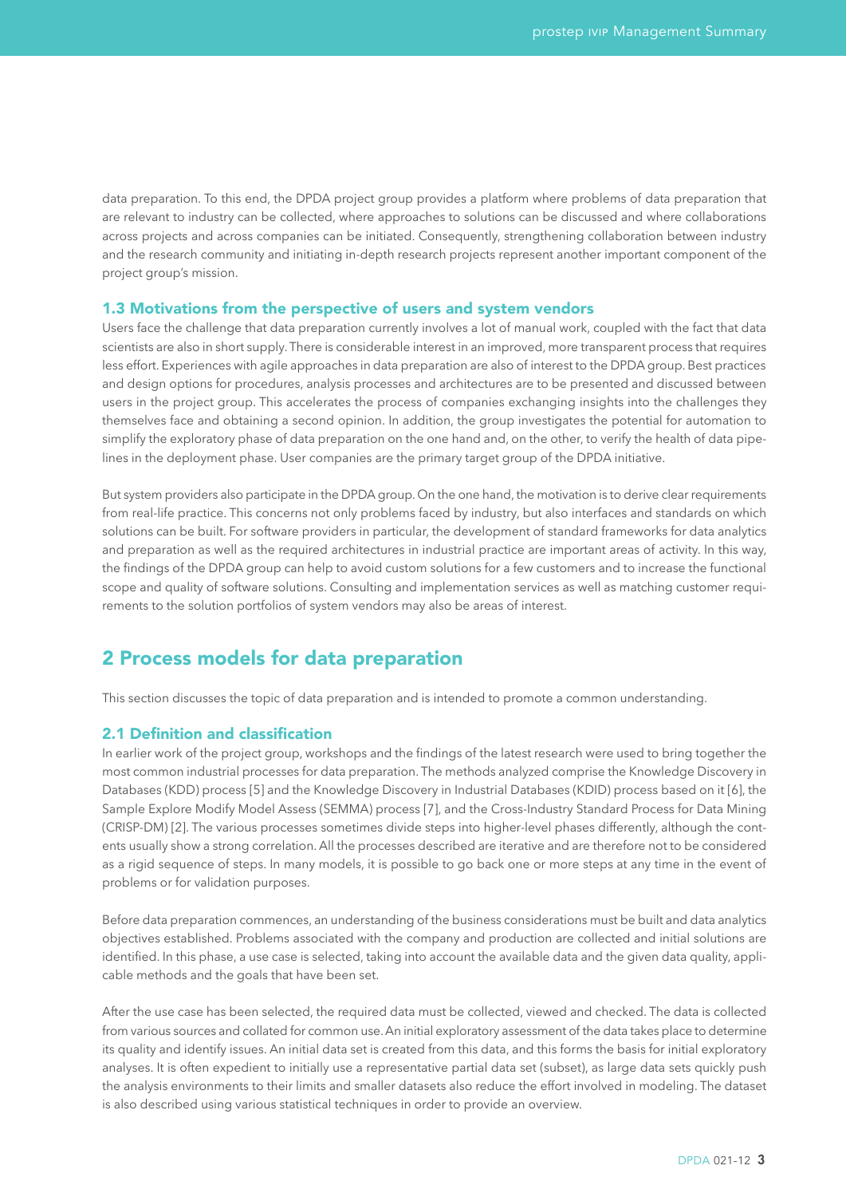data preparation. To this end, the DPDA project group provides a platform where problems of data preparation that are relevant to industry can be collected, where approaches to solutions can be discussed and where collaborations across projects and across companies can be initiated. Consequently, strengthening collaboration between industry and the research community and initiating in-depth research projects represent another important component of the project group's mission.

### 1.3 Motivations from the perspective of users and system vendors

Users face the challenge that data preparation currently involves a lot of manual work, coupled with the fact that data scientists are also in short supply. There is considerable interest in an improved, more transparent process that requires less effort. Experiences with agile approaches in data preparation are also of interest to the DPDA group. Best practices and design options for procedures, analysis processes and architectures are to be presented and discussed between users in the project group. This accelerates the process of companies exchanging insights into the challenges they themselves face and obtaining a second opinion. In addition, the group investigates the potential for automation to simplify the exploratory phase of data preparation on the one hand and, on the other, to verify the health of data pipelines in the deployment phase. User companies are the primary target group of the DPDA initiative.

But system providers also participate in the DPDA group. On the one hand, the motivation is to derive clear requirements from real-life practice. This concerns not only problems faced by industry, but also interfaces and standards on which solutions can be built. For software providers in particular, the development of standard frameworks for data analytics and preparation as well as the required architectures in industrial practice are important areas of activity. In this way, the findings of the DPDA group can help to avoid custom solutions for a few customers and to increase the functional scope and quality of software solutions. Consulting and implementation services as well as matching customer requirements to the solution portfolios of system vendors may also be areas of interest.

## 2 Process models for data preparation

This section discusses the topic of data preparation and is intended to promote a common understanding.

### 2.1 Definition and classification

In earlier work of the project group, workshops and the findings of the latest research were used to bring together the most common industrial processes for data preparation. The methods analyzed comprise the Knowledge Discovery in Databases (KDD) process [5] and the Knowledge Discovery in Industrial Databases (KDID) process based on it [6], the Sample Explore Modify Model Assess (SEMMA) process [7], and the Cross-Industry Standard Process for Data Mining (CRISP-DM) [2]. The various processes sometimes divide steps into higher-level phases differently, although the contents usually show a strong correlation. All the processes described are iterative and are therefore not to be considered as a rigid sequence of steps. In many models, it is possible to go back one or more steps at any time in the event of problems or for validation purposes.

Before data preparation commences, an understanding of the business considerations must be built and data analytics objectives established. Problems associated with the company and production are collected and initial solutions are identified. In this phase, a use case is selected, taking into account the available data and the given data quality, applicable methods and the goals that have been set.

After the use case has been selected, the required data must be collected, viewed and checked. The data is collected from various sources and collated for common use. An initial exploratory assessment of the data takes place to determine its quality and identify issues. An initial data set is created from this data, and this forms the basis for initial exploratory analyses. It is often expedient to initially use a representative partial data set (subset), as large data sets quickly push the analysis environments to their limits and smaller datasets also reduce the effort involved in modeling. The dataset is also described using various statistical techniques in order to provide an overview.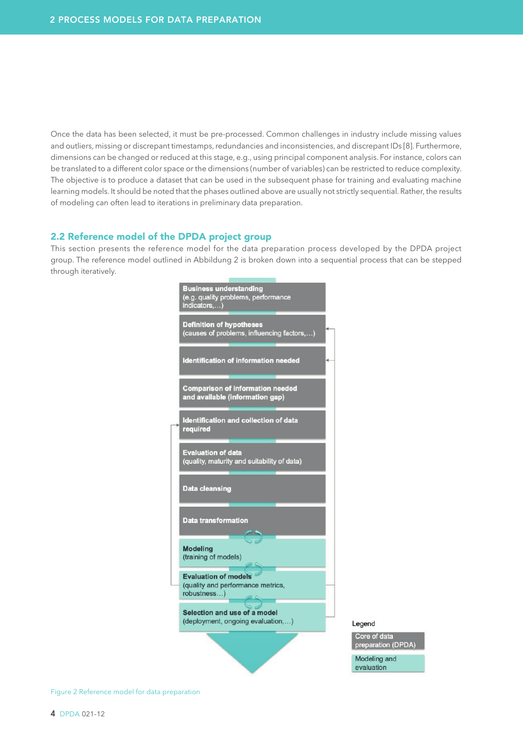Once the data has been selected, it must be pre-processed. Common challenges in industry include missing values and outliers, missing or discrepant timestamps, redundancies and inconsistencies, and discrepant IDs [8]. Furthermore, dimensions can be changed or reduced at this stage, e.g., using principal component analysis. For instance, colors can be translated to a different color space or the dimensions (number of variables) can be restricted to reduce complexity. The objective is to produce a dataset that can be used in the subsequent phase for training and evaluating machine learning models. It should be noted that the phases outlined above are usually not strictly sequential. Rather, the results of modeling can often lead to iterations in preliminary data preparation.

## 2.2 Reference model of the DPDA project group

This section presents the reference model for the data preparation process developed by the DPDA project group. The reference model outlined in Abbildung 2 is broken down into a sequential process that can be stepped through iteratively.

**Business understanding**
(e.g. quality problems, performance indicators,…)

**Definition of hypotheses**
(causes of problems, influencing factors,…)

**Identification of information needed**

**Comparison of information needed and available (information gap)**

**Identification and collection of data required**

**Evaluation of data**
(quality, maturity and suitability of data)

**Data cleansing**

**Data transformation**

**Modeling**
(training of models)

**Evaluation of models**
(quality and performance metrics, robustness…)

**Selection and use of a model**
(deployment, ongoing evaluation,…)

Legend
- Core of data preparation (DPDA)
- Modeling and evaluation

Figure 2 Reference model for data preparation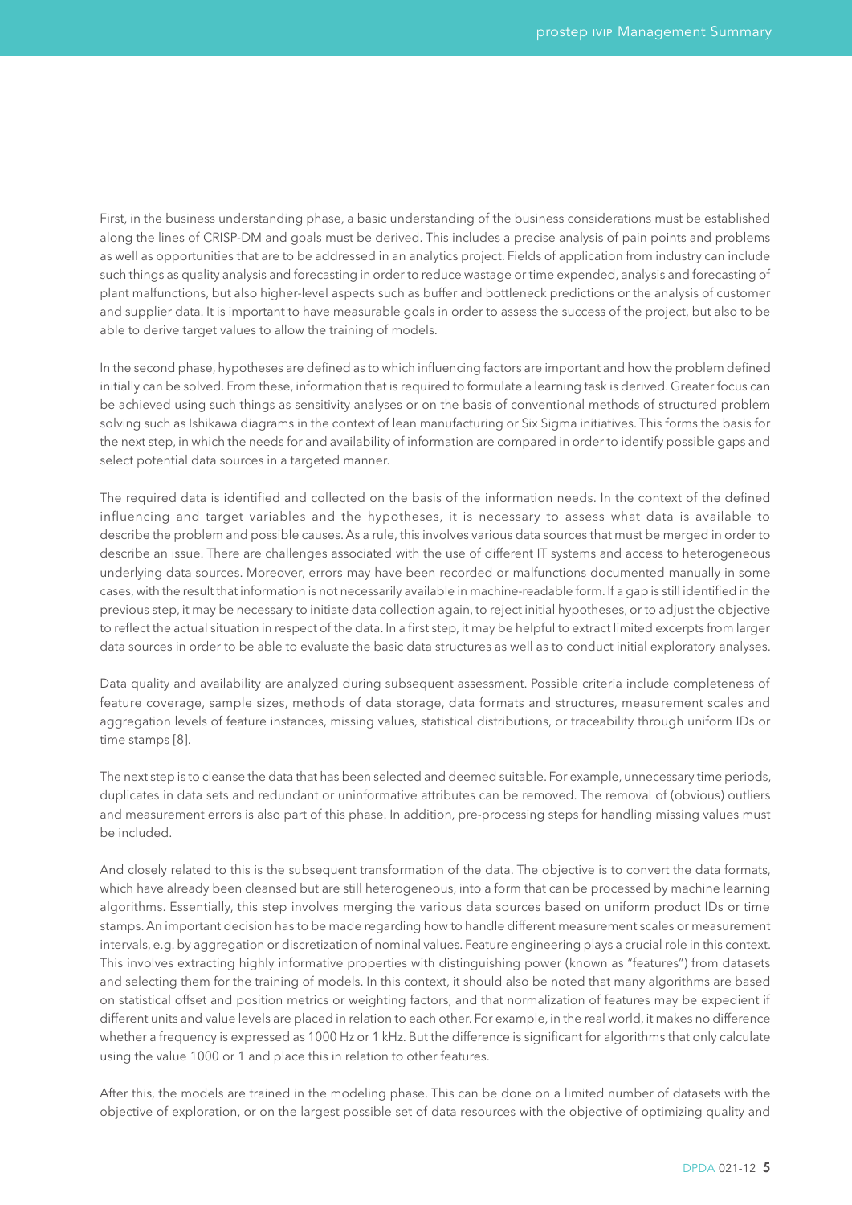First, in the business understanding phase, a basic understanding of the business considerations must be established along the lines of CRISP-DM and goals must be derived. This includes a precise analysis of pain points and problems as well as opportunities that are to be addressed in an analytics project. Fields of application from industry can include such things as quality analysis and forecasting in order to reduce wastage or time expended, analysis and forecasting of plant malfunctions, but also higher-level aspects such as buffer and bottleneck predictions or the analysis of customer and supplier data. It is important to have measurable goals in order to assess the success of the project, but also to be able to derive target values to allow the training of models.

In the second phase, hypotheses are defined as to which influencing factors are important and how the problem defined initially can be solved. From these, information that is required to formulate a learning task is derived. Greater focus can be achieved using such things as sensitivity analyses or on the basis of conventional methods of structured problem solving such as Ishikawa diagrams in the context of lean manufacturing or Six Sigma initiatives. This forms the basis for the next step, in which the needs for and availability of information are compared in order to identify possible gaps and select potential data sources in a targeted manner.

The required data is identified and collected on the basis of the information needs. In the context of the defined influencing and target variables and the hypotheses, it is necessary to assess what data is available to describe the problem and possible causes. As a rule, this involves various data sources that must be merged in order to describe an issue. There are challenges associated with the use of different IT systems and access to heterogeneous underlying data sources. Moreover, errors may have been recorded or malfunctions documented manually in some cases, with the result that information is not necessarily available in machine-readable form. If a gap is still identified in the previous step, it may be necessary to initiate data collection again, to reject initial hypotheses, or to adjust the objective to reflect the actual situation in respect of the data. In a first step, it may be helpful to extract limited excerpts from larger data sources in order to be able to evaluate the basic data structures as well as to conduct initial exploratory analyses.

Data quality and availability are analyzed during subsequent assessment. Possible criteria include completeness of feature coverage, sample sizes, methods of data storage, data formats and structures, measurement scales and aggregation levels of feature instances, missing values, statistical distributions, or traceability through uniform IDs or time stamps [8].

The next step is to cleanse the data that has been selected and deemed suitable. For example, unnecessary time periods, duplicates in data sets and redundant or uninformative attributes can be removed. The removal of (obvious) outliers and measurement errors is also part of this phase. In addition, pre-processing steps for handling missing values must be included.

And closely related to this is the subsequent transformation of the data. The objective is to convert the data formats, which have already been cleansed but are still heterogeneous, into a form that can be processed by machine learning algorithms. Essentially, this step involves merging the various data sources based on uniform product IDs or time stamps. An important decision has to be made regarding how to handle different measurement scales or measurement intervals, e.g. by aggregation or discretization of nominal values. Feature engineering plays a crucial role in this context. This involves extracting highly informative properties with distinguishing power (known as "features") from datasets and selecting them for the training of models. In this context, it should also be noted that many algorithms are based on statistical offset and position metrics or weighting factors, and that normalization of features may be expedient if different units and value levels are placed in relation to each other. For example, in the real world, it makes no difference whether a frequency is expressed as 1000 Hz or 1 kHz. But the difference is significant for algorithms that only calculate using the value 1000 or 1 and place this in relation to other features.

After this, the models are trained in the modeling phase. This can be done on a limited number of datasets with the objective of exploration, or on the largest possible set of data resources with the objective of optimizing quality and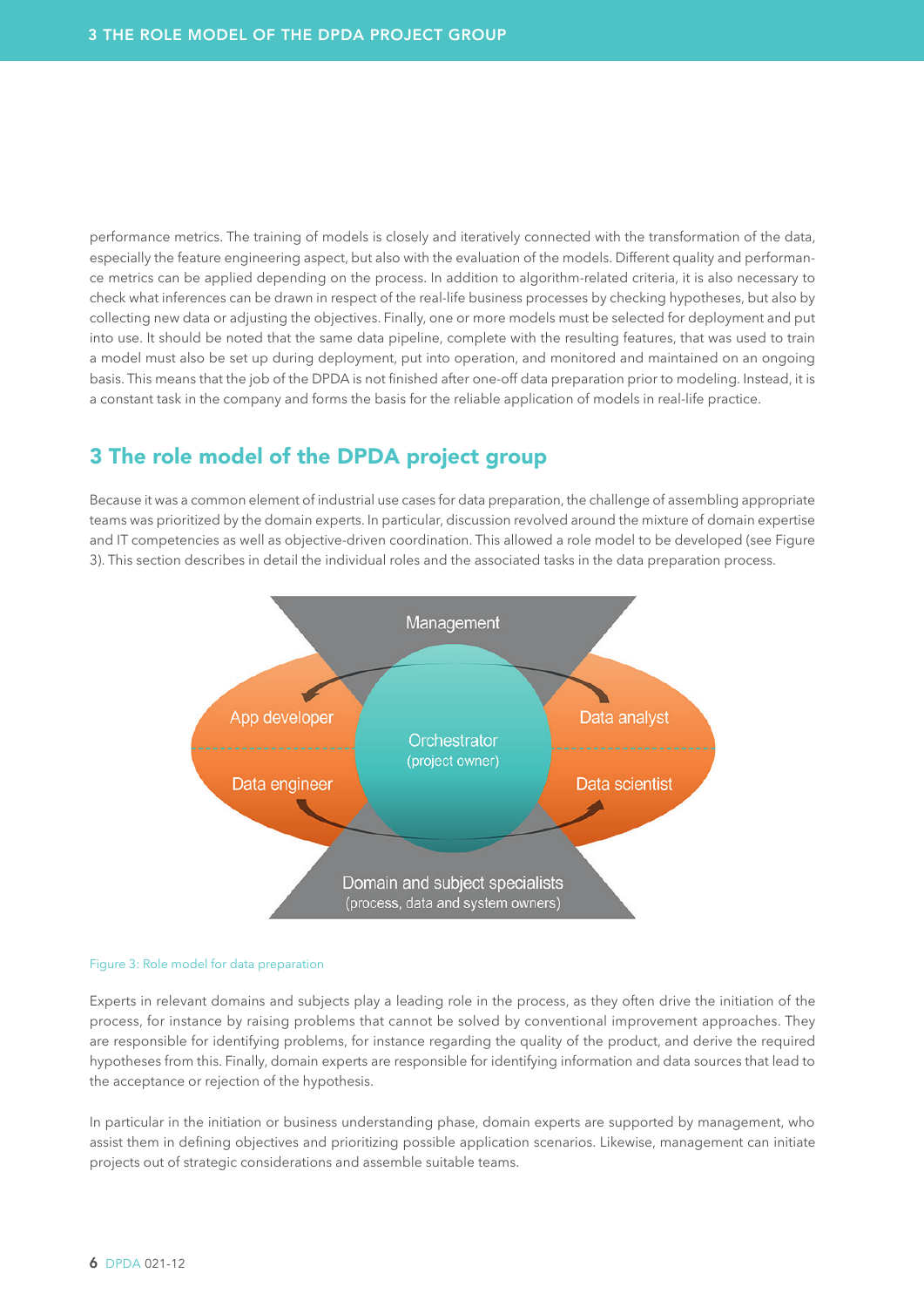performance metrics. The training of models is closely and iteratively connected with the transformation of the data, especially the feature engineering aspect, but also with the evaluation of the models. Different quality and performance metrics can be applied depending on the process. In addition to algorithm-related criteria, it is also necessary to check what inferences can be drawn in respect of the real-life business processes by checking hypotheses, but also by collecting new data or adjusting the objectives. Finally, one or more models must be selected for deployment and put into use. It should be noted that the same data pipeline, complete with the resulting features, that was used to train a model must also be set up during deployment, put into operation, and monitored and maintained on an ongoing basis. This means that the job of the DPDA is not finished after one-off data preparation prior to modeling. Instead, it is a constant task in the company and forms the basis for the reliable application of models in real-life practice.

## 3 The role model of the DPDA project group

Because it was a common element of industrial use cases for data preparation, the challenge of assembling appropriate teams was prioritized by the domain experts. In particular, discussion revolved around the mixture of domain expertise and IT competencies as well as objective-driven coordination. This allowed a role model to be developed (see Figure 3). This section describes in detail the individual roles and the associated tasks in the data preparation process.

Management

App developer

Data analyst

Orchestrator
(project owner)

Data engineer

Data scientist

Domain and subject specialists
(process, data and system owners)

Figure 3: Role model for data preparation

Experts in relevant domains and subjects play a leading role in the process, as they often drive the initiation of the process, for instance by raising problems that cannot be solved by conventional improvement approaches. They are responsible for identifying problems, for instance regarding the quality of the product, and derive the required hypotheses from this. Finally, domain experts are responsible for identifying information and data sources that lead to the acceptance or rejection of the hypothesis.

In particular in the initiation or business understanding phase, domain experts are supported by management, who assist them in defining objectives and prioritizing possible application scenarios. Likewise, management can initiate projects out of strategic considerations and assemble suitable teams.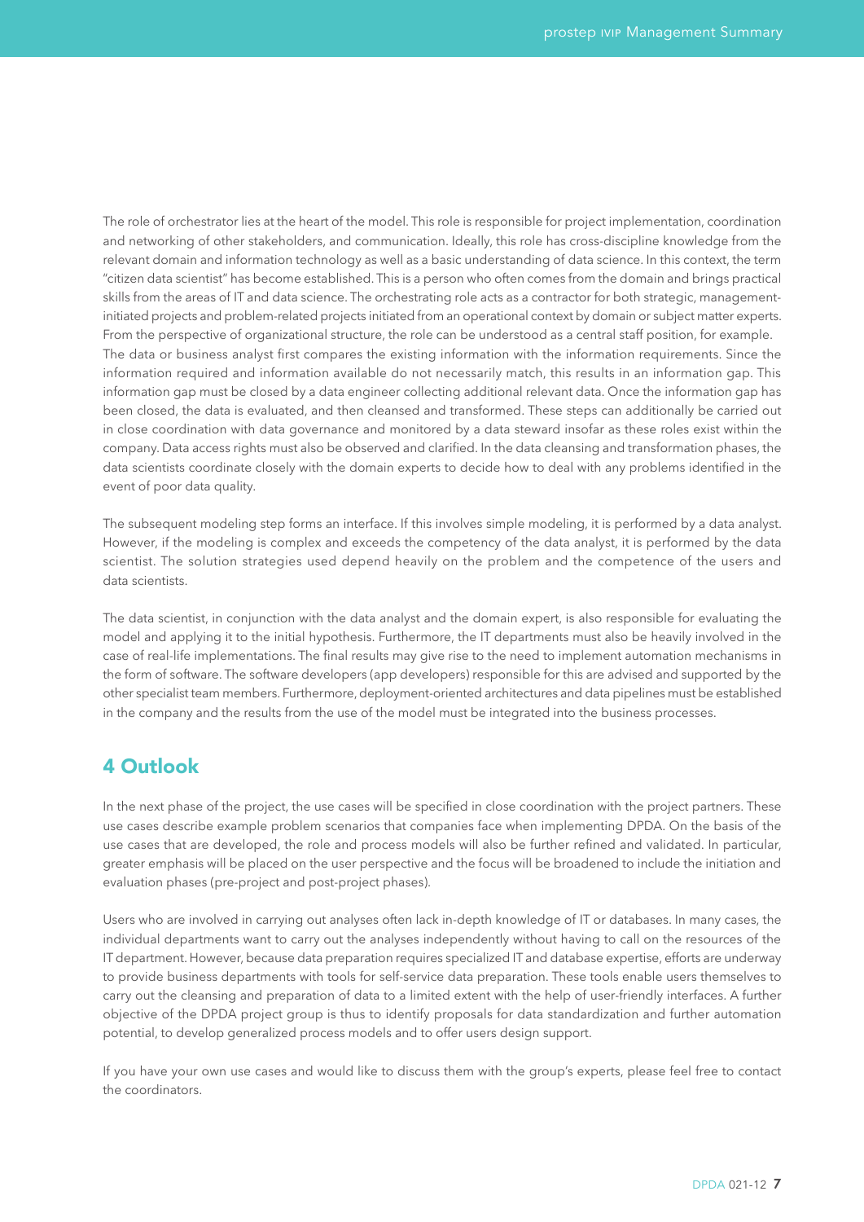The role of orchestrator lies at the heart of the model. This role is responsible for project implementation, coordination and networking of other stakeholders, and communication. Ideally, this role has cross-discipline knowledge from the relevant domain and information technology as well as a basic understanding of data science. In this context, the term "citizen data scientist" has become established. This is a person who often comes from the domain and brings practical skills from the areas of IT and data science. The orchestrating role acts as a contractor for both strategic, management-initiated projects and problem-related projects initiated from an operational context by domain or subject matter experts. From the perspective of organizational structure, the role can be understood as a central staff position, for example.
The data or business analyst first compares the existing information with the information requirements. Since the information required and information available do not necessarily match, this results in an information gap. This information gap must be closed by a data engineer collecting additional relevant data. Once the information gap has been closed, the data is evaluated, and then cleansed and transformed. These steps can additionally be carried out in close coordination with data governance and monitored by a data steward insofar as these roles exist within the company. Data access rights must also be observed and clarified. In the data cleansing and transformation phases, the data scientists coordinate closely with the domain experts to decide how to deal with any problems identified in the event of poor data quality.

The subsequent modeling step forms an interface. If this involves simple modeling, it is performed by a data analyst. However, if the modeling is complex and exceeds the competency of the data analyst, it is performed by the data scientist. The solution strategies used depend heavily on the problem and the competence of the users and data scientists.

The data scientist, in conjunction with the data analyst and the domain expert, is also responsible for evaluating the model and applying it to the initial hypothesis. Furthermore, the IT departments must also be heavily involved in the case of real-life implementations. The final results may give rise to the need to implement automation mechanisms in the form of software. The software developers (app developers) responsible for this are advised and supported by the other specialist team members. Furthermore, deployment-oriented architectures and data pipelines must be established in the company and the results from the use of the model must be integrated into the business processes.

## 4 Outlook

In the next phase of the project, the use cases will be specified in close coordination with the project partners. These use cases describe example problem scenarios that companies face when implementing DPDA. On the basis of the use cases that are developed, the role and process models will also be further refined and validated. In particular, greater emphasis will be placed on the user perspective and the focus will be broadened to include the initiation and evaluation phases (pre-project and post-project phases).

Users who are involved in carrying out analyses often lack in-depth knowledge of IT or databases. In many cases, the individual departments want to carry out the analyses independently without having to call on the resources of the IT department. However, because data preparation requires specialized IT and database expertise, efforts are underway to provide business departments with tools for self-service data preparation. These tools enable users themselves to carry out the cleansing and preparation of data to a limited extent with the help of user-friendly interfaces. A further objective of the DPDA project group is thus to identify proposals for data standardization and further automation potential, to develop generalized process models and to offer users design support.

If you have your own use cases and would like to discuss them with the group's experts, please feel free to contact the coordinators.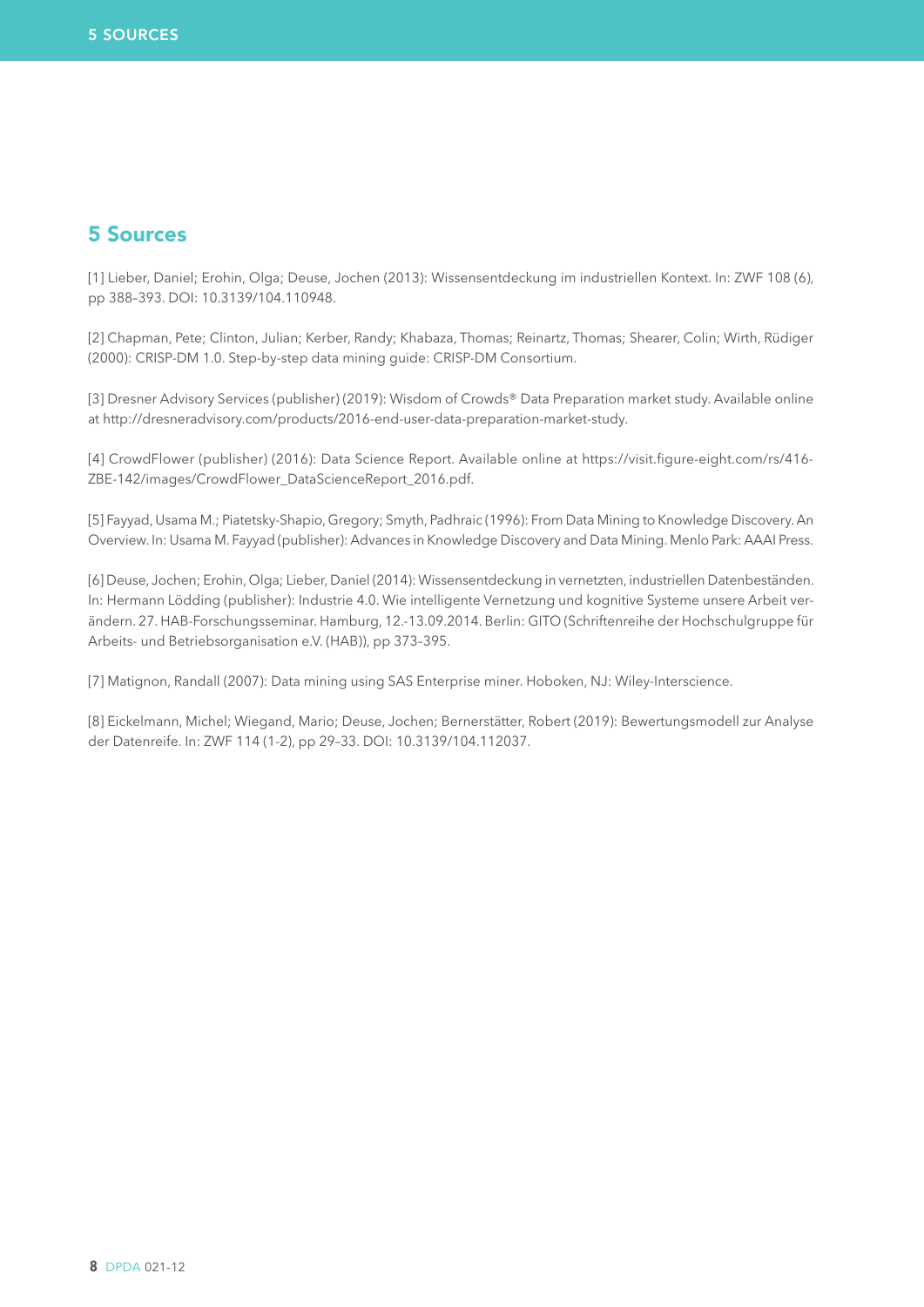# 5 Sources

[1] Lieber, Daniel; Erohin, Olga; Deuse, Jochen (2013): Wissensentdeckung im industriellen Kontext. In: ZWF 108 (6), pp 388–393. DOI: 10.3139/104.110948.

[2] Chapman, Pete; Clinton, Julian; Kerber, Randy; Khabaza, Thomas; Reinartz, Thomas; Shearer, Colin; Wirth, Rüdiger (2000): CRISP-DM 1.0. Step-by-step data mining guide: CRISP-DM Consortium.

[3] Dresner Advisory Services (publisher) (2019): Wisdom of Crowds® Data Preparation market study. Available online at http://dresneradvisory.com/products/2016-end-user-data-preparation-market-study.

[4] CrowdFlower (publisher) (2016): Data Science Report. Available online at https://visit.figure-eight.com/rs/416-ZBE-142/images/CrowdFlower_DataScienceReport_2016.pdf.

[5] Fayyad, Usama M.; Piatetsky-Shapio, Gregory; Smyth, Padhraic (1996): From Data Mining to Knowledge Discovery. An Overview. In: Usama M. Fayyad (publisher): Advances in Knowledge Discovery and Data Mining. Menlo Park: AAAI Press.

[6] Deuse, Jochen; Erohin, Olga; Lieber, Daniel (2014): Wissensentdeckung in vernetzten, industriellen Datenbeständen. In: Hermann Lödding (publisher): Industrie 4.0. Wie intelligente Vernetzung und kognitive Systeme unsere Arbeit verändern. 27. HAB-Forschungsseminar. Hamburg, 12.-13.09.2014. Berlin: GITO (Schriftenreihe der Hochschulgruppe für Arbeits- und Betriebsorganisation e.V. (HAB)), pp 373–395.

[7] Matignon, Randall (2007): Data mining using SAS Enterprise miner. Hoboken, NJ: Wiley-Interscience.

[8] Eickelmann, Michel; Wiegand, Mario; Deuse, Jochen; Bernerstätter, Robert (2019): Bewertungsmodell zur Analyse der Datenreife. In: ZWF 114 (1-2), pp 29–33. DOI: 10.3139/104.112037.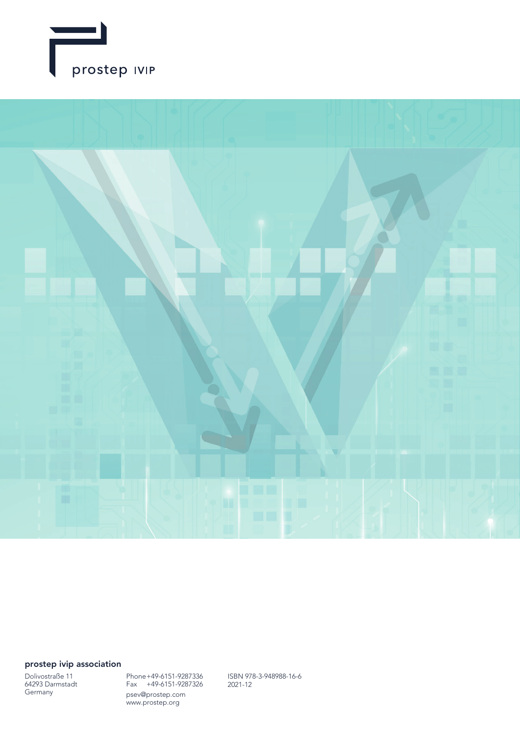prostep IVIP

**prostep ivip association**

Dolivostraße 11
64293 Darmstadt
Germany

Phone +49-6151-9287336
Fax +49-6151-9287326
psev@prostep.com
www.prostep.org

ISBN 978-3-948988-16-6
2021-12